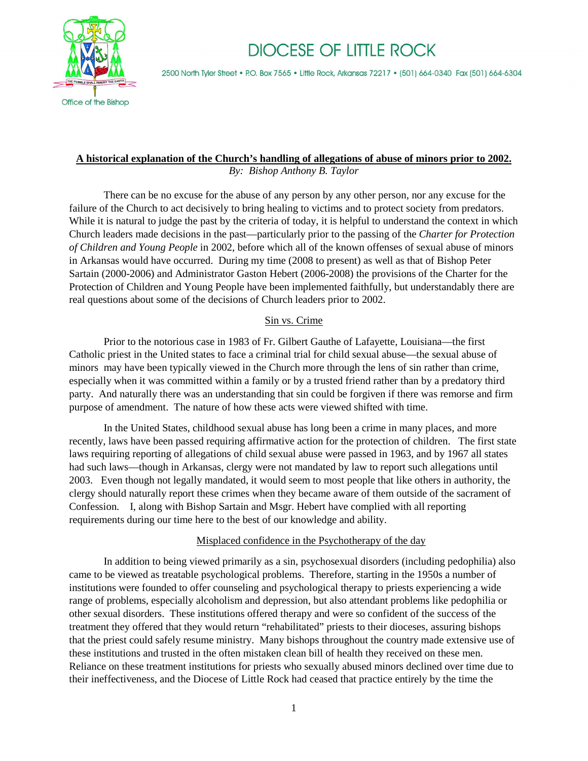# DIOCESE OF LITTLE ROCK

2500 North Tyler Street • P.O. Box 7565 • Little Rock, Arkansas 72217 • (501) 664-0340 Fax (501) 664-6304

Office of the Bishop

**A historical explanation of the Church's handling of allegations of abuse of minors prior to 2002.**

*By: Bishop Anthony B. Taylor*

There can be no excuse for the abuse of any person by any other person, nor any excuse for the failure of the Church to act decisively to bring healing to victims and to protect society from predators. While it is natural to judge the past by the criteria of today, it is helpful to understand the context in which Church leaders made decisions in the past—particularly prior to the passing of the *Charter for Protection of Children and Young People* in 2002, before which all of the known offenses of sexual abuse of minors in Arkansas would have occurred. During my time (2008 to present) as well as that of Bishop Peter Sartain (2000-2006) and Administrator Gaston Hebert (2006-2008) the provisions of the Charter for the Protection of Children and Young People have been implemented faithfully, but understandably there are real questions about some of the decisions of Church leaders prior to 2002.

## Sin vs. Crime

Prior to the notorious case in 1983 of Fr. Gilbert Gauthe of Lafayette, Louisiana—the first Catholic priest in the United states to face a criminal trial for child sexual abuse—the sexual abuse of minors may have been typically viewed in the Church more through the lens of sin rather than crime, especially when it was committed within a family or by a trusted friend rather than by a predatory third party. And naturally there was an understanding that sin could be forgiven if there was remorse and firm purpose of amendment. The nature of how these acts were viewed shifted with time.

In the United States, childhood sexual abuse has long been a crime in many places, and more recently, laws have been passed requiring affirmative action for the protection of children. The first state laws requiring reporting of allegations of child sexual abuse were passed in 1963, and by 1967 all states had such laws—though in Arkansas, clergy were not mandated by law to report such allegations until 2003. Even though not legally mandated, it would seem to most people that like others in authority, the clergy should naturally report these crimes when they became aware of them outside of the sacrament of Confession. I, along with Bishop Sartain and Msgr. Hebert have complied with all reporting requirements during our time here to the best of our knowledge and ability.

## Misplaced confidence in the Psychotherapy of the day

In addition to being viewed primarily as a sin, psychosexual disorders (including pedophilia) also came to be viewed as treatable psychological problems. Therefore, starting in the 1950s a number of institutions were founded to offer counseling and psychological therapy to priests experiencing a wide range of problems, especially alcoholism and depression, but also attendant problems like pedophilia or other sexual disorders. These institutions offered therapy and were so confident of the success of the treatment they offered that they would return "rehabilitated" priests to their dioceses, assuring bishops that the priest could safely resume ministry. Many bishops throughout the country made extensive use of these institutions and trusted in the often mistaken clean bill of health they received on these men. Reliance on these treatment institutions for priests who sexually abused minors declined over time due to their ineffectiveness, and the Diocese of Little Rock had ceased that practice entirely by the time the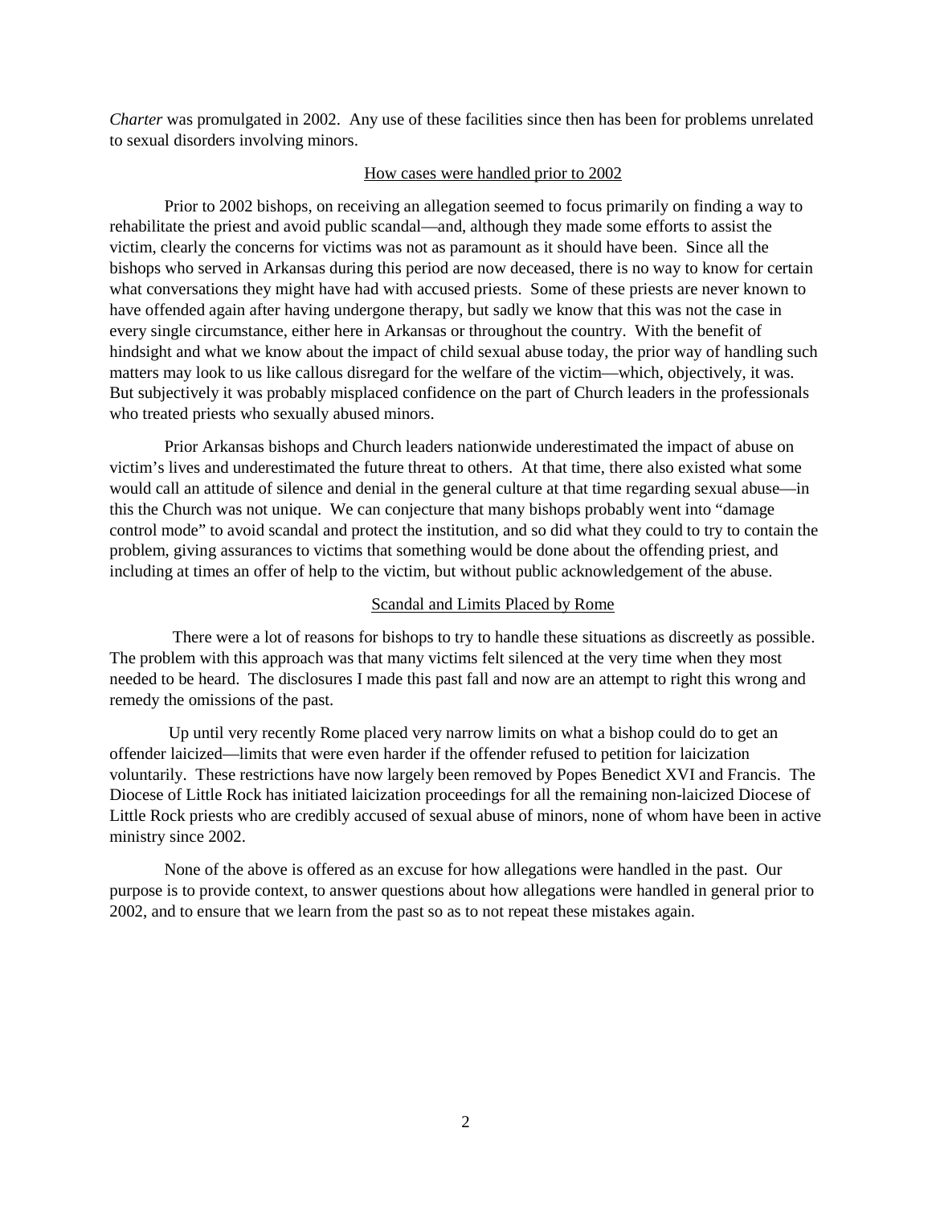*Charter* was promulgated in 2002. Any use of these facilities since then has been for problems unrelated to sexual disorders involving minors.

How cases were handled prior to 2002

Prior to 2002 bishops, on receiving an allegation seemed to focus primarily on finding a way to rehabilitate the priest and avoid public scandal—and, although they made some efforts to assist the victim, clearly the concerns for victims was not as paramount as it should have been. Since all the bishops who served in Arkansas during this period are now deceased, there is no way to know for certain what conversations they might have had with accused priests. Some of these priests are never known to have offended again after having undergone therapy, but sadly we know that this was not the case in every single circumstance, either here in Arkansas or throughout the country. With the benefit of hindsight and what we know about the impact of child sexual abuse today, the prior way of handling such matters may look to us like callous disregard for the welfare of the victim—which, objectively, it was. But subjectively it was probably misplaced confidence on the part of Church leaders in the professionals who treated priests who sexually abused minors.

Prior Arkansas bishops and Church leaders nationwide underestimated the impact of abuse on victim's lives and underestimated the future threat to others. At that time, there also existed what some would call an attitude of silence and denial in the general culture at that time regarding sexual abuse—in this the Church was not unique. We can conjecture that many bishops probably went into "damage control mode" to avoid scandal and protect the institution, and so did what they could to try to contain the problem, giving assurances to victims that something would be done about the offending priest, and including at times an offer of help to the victim, but without public acknowledgement of the abuse.

Scandal and Limits Placed by Rome

There were a lot of reasons for bishops to try to handle these situations as discreetly as possible. The problem with this approach was that many victims felt silenced at the very time when they most needed to be heard. The disclosures I made this past fall and now are an attempt to right this wrong and remedy the omissions of the past.

Up until very recently Rome placed very narrow limits on what a bishop could do to get an offender laicized—limits that were even harder if the offender refused to petition for laicization voluntarily. These restrictions have now largely been removed by Popes Benedict XVI and Francis. The Diocese of Little Rock has initiated laicization proceedings for all the remaining non-laicized Diocese of Little Rock priests who are credibly accused of sexual abuse of minors, none of whom have been in active ministry since 2002.

None of the above is offered as an excuse for how allegations were handled in the past. Our purpose is to provide context, to answer questions about how allegations were handled in general prior to 2002, and to ensure that we learn from the past so as to not repeat these mistakes again.